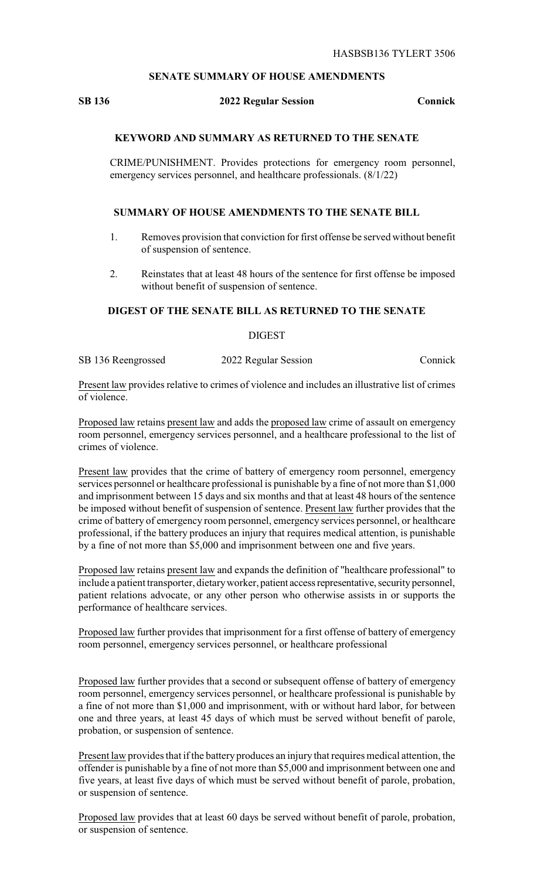HASBSB136 TYLERT 3506

## SENATE SUMMARY OF HOUSE AMENDMENTS

**SB 136** **2022 Regular Session** **Connick**

### KEYWORD AND SUMMARY AS RETURNED TO THE SENATE

CRIME/PUNISHMENT. Provides protections for emergency room personnel, emergency services personnel, and healthcare professionals. (8/1/22)

### SUMMARY OF HOUSE AMENDMENTS TO THE SENATE BILL

1. Removes provision that conviction for first offense be served without benefit of suspension of sentence.

2. Reinstates that at least 48 hours of the sentence for first offense be imposed without benefit of suspension of sentence.

### DIGEST OF THE SENATE BILL AS RETURNED TO THE SENATE

DIGEST

SB 136 Reengrossed 2022 Regular Session Connick

Present law provides relative to crimes of violence and includes an illustrative list of crimes of violence.

Proposed law retains present law and adds the proposed law crime of assault on emergency room personnel, emergency services personnel, and a healthcare professional to the list of crimes of violence.

Present law provides that the crime of battery of emergency room personnel, emergency services personnel or healthcare professional is punishable by a fine of not more than $1,000 and imprisonment between 15 days and six months and that at least 48 hours of the sentence be imposed without benefit of suspension of sentence. Present law further provides that the crime of battery of emergency room personnel, emergency services personnel, or healthcare professional, if the battery produces an injury that requires medical attention, is punishable by a fine of not more than $5,000 and imprisonment between one and five years.

Proposed law retains present law and expands the definition of "healthcare professional" to include a patient transporter, dietary worker, patient access representative, security personnel, patient relations advocate, or any other person who otherwise assists in or supports the performance of healthcare services.

Proposed law further provides that imprisonment for a first offense of battery of emergency room personnel, emergency services personnel, or healthcare professional

Proposed law further provides that a second or subsequent offense of battery of emergency room personnel, emergency services personnel, or healthcare professional is punishable by a fine of not more than $1,000 and imprisonment, with or without hard labor, for between one and three years, at least 45 days of which must be served without benefit of parole, probation, or suspension of sentence.

Present law provides that if the battery produces an injury that requires medical attention, the offender is punishable by a fine of not more than $5,000 and imprisonment between one and five years, at least five days of which must be served without benefit of parole, probation, or suspension of sentence.

Proposed law provides that at least 60 days be served without benefit of parole, probation, or suspension of sentence.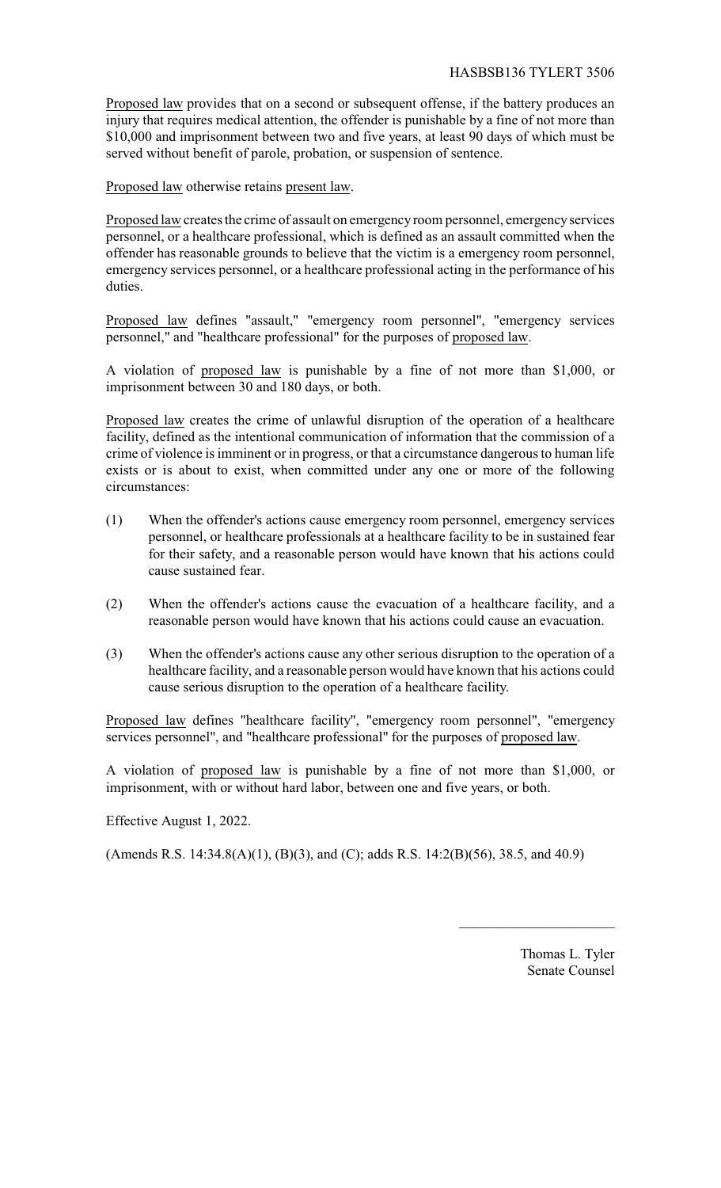Proposed law provides that on a second or subsequent offense, if the battery produces an injury that requires medical attention, the offender is punishable by a fine of not more than $10,000 and imprisonment between two and five years, at least 90 days of which must be served without benefit of parole, probation, or suspension of sentence.

Proposed law otherwise retains present law.

Proposed law creates the crime of assault on emergency room personnel, emergency services personnel, or a healthcare professional, which is defined as an assault committed when the offender has reasonable grounds to believe that the victim is a emergency room personnel, emergency services personnel, or a healthcare professional acting in the performance of his duties.

Proposed law defines "assault," "emergency room personnel", "emergency services personnel," and "healthcare professional" for the purposes of proposed law.

A violation of proposed law is punishable by a fine of not more than $1,000, or imprisonment between 30 and 180 days, or both.

Proposed law creates the crime of unlawful disruption of the operation of a healthcare facility, defined as the intentional communication of information that the commission of a crime of violence is imminent or in progress, or that a circumstance dangerous to human life exists or is about to exist, when committed under any one or more of the following circumstances:

(1) When the offender's actions cause emergency room personnel, emergency services personnel, or healthcare professionals at a healthcare facility to be in sustained fear for their safety, and a reasonable person would have known that his actions could cause sustained fear.

(2) When the offender's actions cause the evacuation of a healthcare facility, and a reasonable person would have known that his actions could cause an evacuation.

(3) When the offender's actions cause any other serious disruption to the operation of a healthcare facility, and a reasonable person would have known that his actions could cause serious disruption to the operation of a healthcare facility.

Proposed law defines "healthcare facility", "emergency room personnel", "emergency services personnel", and "healthcare professional" for the purposes of proposed law.

A violation of proposed law is punishable by a fine of not more than $1,000, or imprisonment, with or without hard labor, between one and five years, or both.

Effective August 1, 2022.

(Amends R.S. 14:34.8(A)(1), (B)(3), and (C); adds R.S. 14:2(B)(56), 38.5, and 40.9)

Thomas L. Tyler
Senate Counsel